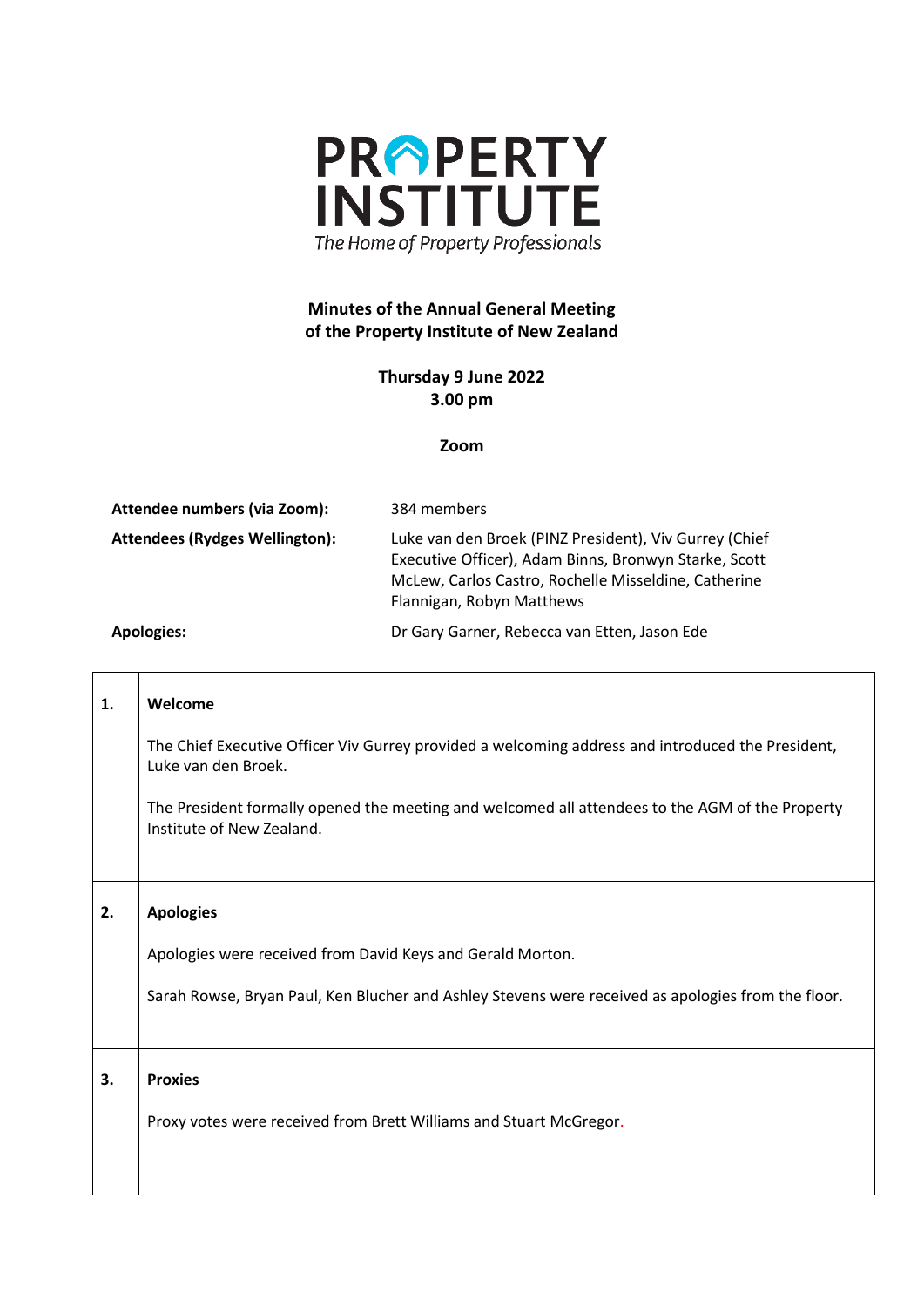**PROPERTY INSTITUTE**

*The Home of Property Professionals*

# Minutes of the Annual General Meeting of the Property Institute of New Zealand

**Thursday 9 June 2022**
**3.00 pm**

**Zoom**

| | |
|---|---|
| **Attendee numbers (via Zoom):** | 384 members |
| **Attendees (Rydges Wellington):** | Luke van den Broek (PINZ President), Viv Gurrey (Chief Executive Officer), Adam Binns, Bronwyn Starke, Scott McLew, Carlos Castro, Rochelle Misseldine, Catherine Flannigan, Robyn Matthews |
| **Apologies:** | Dr Gary Garner, Rebecca van Etten, Jason Ede |

| | |
|---|---|
| **1.** | **Welcome**<br><br>The Chief Executive Officer Viv Gurrey provided a welcoming address and introduced the President, Luke van den Broek.<br><br>The President formally opened the meeting and welcomed all attendees to the AGM of the Property Institute of New Zealand. |
| **2.** | **Apologies**<br><br>Apologies were received from David Keys and Gerald Morton.<br><br>Sarah Rowse, Bryan Paul, Ken Blucher and Ashley Stevens were received as apologies from the floor. |
| **3.** | **Proxies**<br><br>Proxy votes were received from Brett Williams and Stuart McGregor. |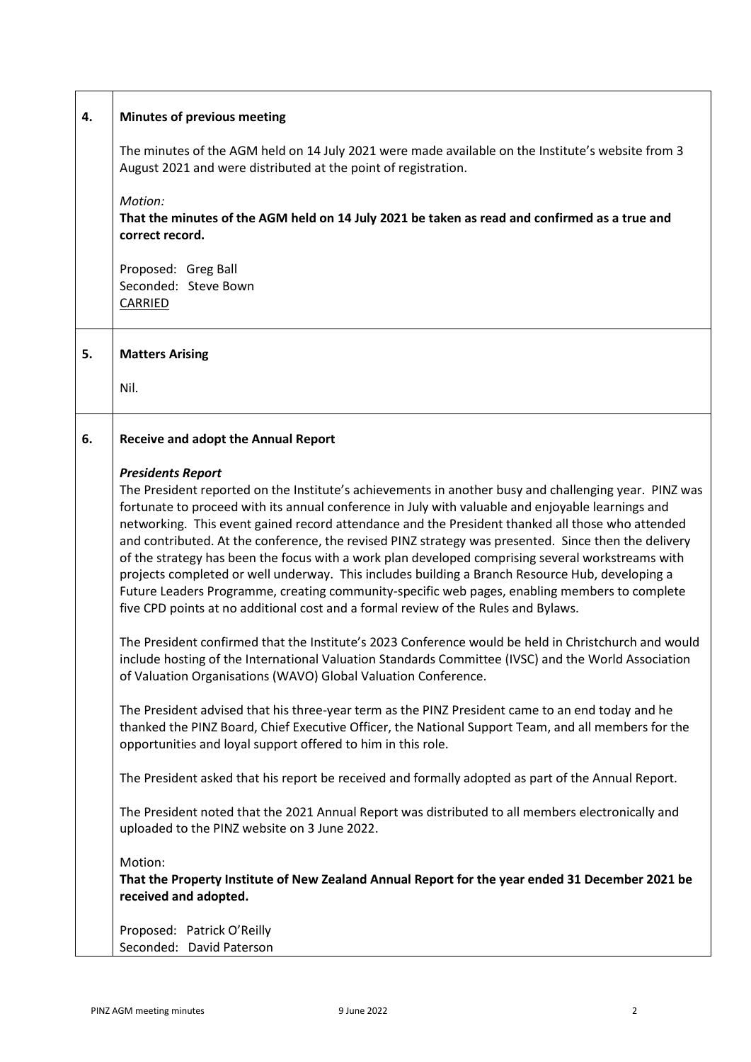## 4. Minutes of previous meeting

The minutes of the AGM held on 14 July 2021 were made available on the Institute's website from 3 August 2021 and were distributed at the point of registration.

*Motion:*
**That the minutes of the AGM held on 14 July 2021 be taken as read and confirmed as a true and correct record.**

Proposed: Greg Ball
Seconded: Steve Bown
CARRIED

## 5. Matters Arising

Nil.

## 6. Receive and adopt the Annual Report

***Presidents Report***

The President reported on the Institute's achievements in another busy and challenging year. PINZ was fortunate to proceed with its annual conference in July with valuable and enjoyable learnings and networking. This event gained record attendance and the President thanked all those who attended and contributed. At the conference, the revised PINZ strategy was presented. Since then the delivery of the strategy has been the focus with a work plan developed comprising several workstreams with projects completed or well underway. This includes building a Branch Resource Hub, developing a Future Leaders Programme, creating community-specific web pages, enabling members to complete five CPD points at no additional cost and a formal review of the Rules and Bylaws.

The President confirmed that the Institute's 2023 Conference would be held in Christchurch and would include hosting of the International Valuation Standards Committee (IVSC) and the World Association of Valuation Organisations (WAVO) Global Valuation Conference.

The President advised that his three-year term as the PINZ President came to an end today and he thanked the PINZ Board, Chief Executive Officer, the National Support Team, and all members for the opportunities and loyal support offered to him in this role.

The President asked that his report be received and formally adopted as part of the Annual Report.

The President noted that the 2021 Annual Report was distributed to all members electronically and uploaded to the PINZ website on 3 June 2022.

Motion:
**That the Property Institute of New Zealand Annual Report for the year ended 31 December 2021 be received and adopted.**

Proposed: Patrick O'Reilly
Seconded: David Paterson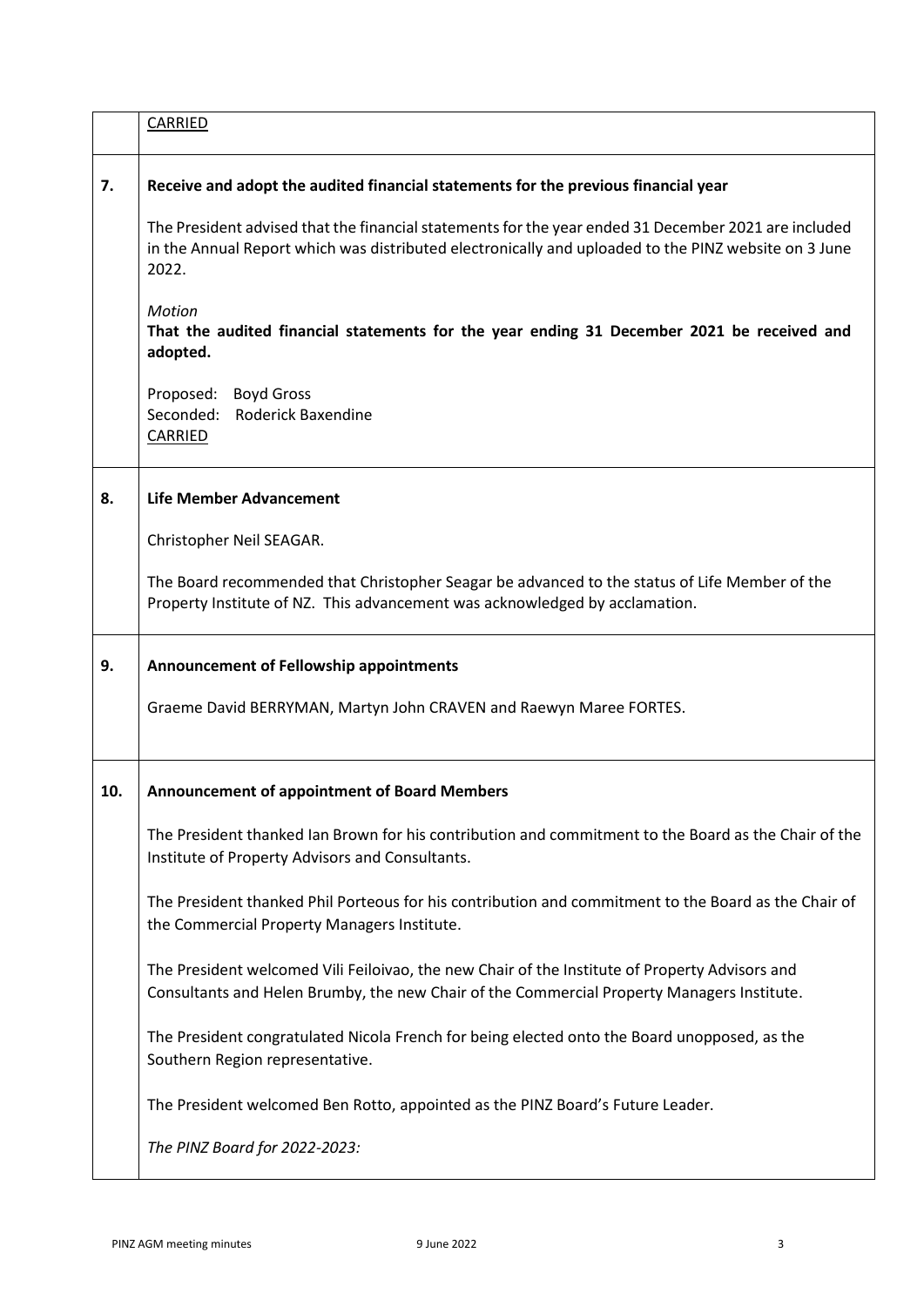| | |
|---|---|
| | CARRIED |
| **7.** | **Receive and adopt the audited financial statements for the previous financial year**<br><br>The President advised that the financial statements for the year ended 31 December 2021 are included in the Annual Report which was distributed electronically and uploaded to the PINZ website on 3 June 2022.<br><br>*Motion*<br>**That the audited financial statements for the year ending 31 December 2021 be received and adopted.**<br><br>Proposed: Boyd Gross<br>Seconded: Roderick Baxendine<br>CARRIED |
| **8.** | **Life Member Advancement**<br><br>Christopher Neil SEAGAR.<br><br>The Board recommended that Christopher Seagar be advanced to the status of Life Member of the Property Institute of NZ. This advancement was acknowledged by acclamation. |
| **9.** | **Announcement of Fellowship appointments**<br><br>Graeme David BERRYMAN, Martyn John CRAVEN and Raewyn Maree FORTES. |
| **10.** | **Announcement of appointment of Board Members**<br><br>The President thanked Ian Brown for his contribution and commitment to the Board as the Chair of the Institute of Property Advisors and Consultants.<br><br>The President thanked Phil Porteous for his contribution and commitment to the Board as the Chair of the Commercial Property Managers Institute.<br><br>The President welcomed Vili Feiloivao, the new Chair of the Institute of Property Advisors and Consultants and Helen Brumby, the new Chair of the Commercial Property Managers Institute.<br><br>The President congratulated Nicola French for being elected onto the Board unopposed, as the Southern Region representative.<br><br>The President welcomed Ben Rotto, appointed as the PINZ Board's Future Leader.<br><br>*The PINZ Board for 2022-2023:* |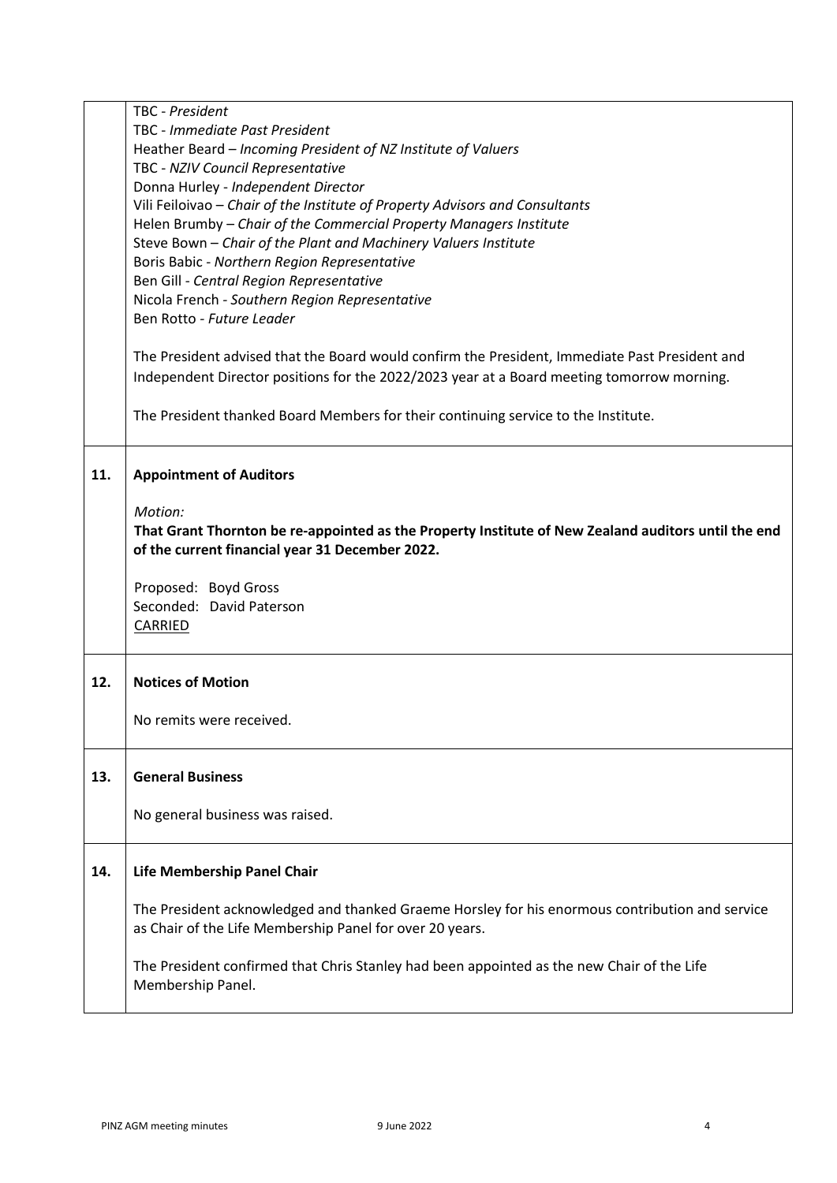TBC - *President*
TBC - *Immediate Past President*
Heather Beard – *Incoming President of NZ Institute of Valuers*
TBC - *NZIV Council Representative*
Donna Hurley - *Independent Director*
Vili Feiloivao – *Chair of the Institute of Property Advisors and Consultants*
Helen Brumby – *Chair of the Commercial Property Managers Institute*
Steve Bown – *Chair of the Plant and Machinery Valuers Institute*
Boris Babic - *Northern Region Representative*
Ben Gill - *Central Region Representative*
Nicola French - *Southern Region Representative*
Ben Rotto - *Future Leader*

The President advised that the Board would confirm the President, Immediate Past President and Independent Director positions for the 2022/2023 year at a Board meeting tomorrow morning.

The President thanked Board Members for their continuing service to the Institute.

## 11. Appointment of Auditors

*Motion:*

**That Grant Thornton be re-appointed as the Property Institute of New Zealand auditors until the end of the current financial year 31 December 2022.**

Proposed: Boyd Gross
Seconded: David Paterson
CARRIED

## 12. Notices of Motion

No remits were received.

## 13. General Business

No general business was raised.

## 14. Life Membership Panel Chair

The President acknowledged and thanked Graeme Horsley for his enormous contribution and service as Chair of the Life Membership Panel for over 20 years.

The President confirmed that Chris Stanley had been appointed as the new Chair of the Life Membership Panel.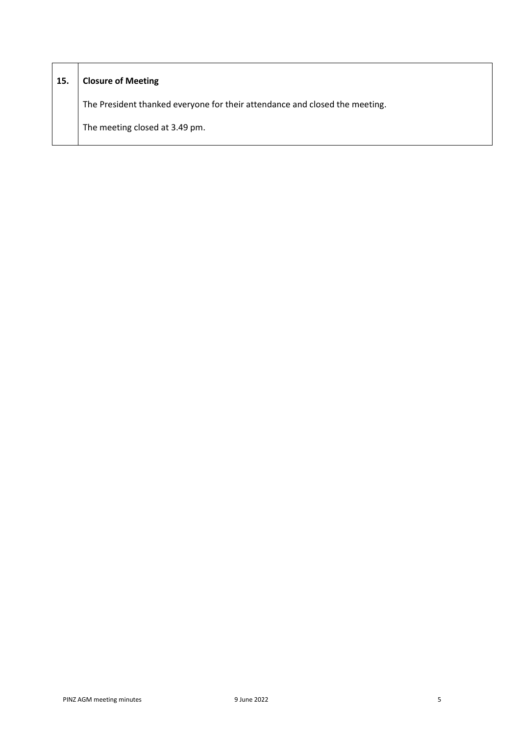| | |
|---|---|
| **15.** | **Closure of Meeting**<br><br>The President thanked everyone for their attendance and closed the meeting.<br><br>The meeting closed at 3.49 pm. |